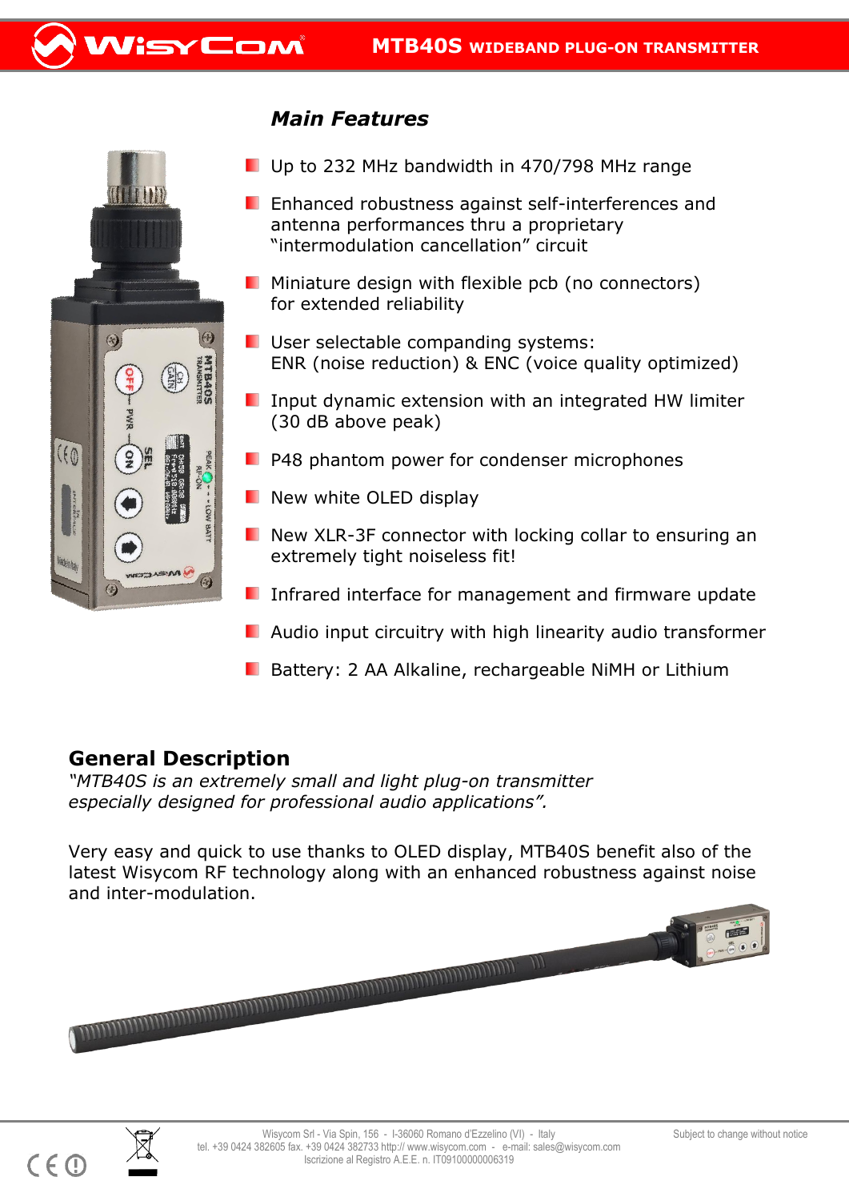# MTB40S WIDEBAND PLUG-ON TRANSMITTER

## Main Features

- Up to 232 MHz bandwidth in 470/798 MHz range
- Enhanced robustness against self-interferences and antenna performances thru a proprietary "intermodulation cancellation" circuit
- Miniature design with flexible pcb (no connectors) for extended reliability
- User selectable companding systems: ENR (noise reduction) & ENC (voice quality optimized)
- Input dynamic extension with an integrated HW limiter (30 dB above peak)
- P48 phantom power for condenser microphones
- New white OLED display
- New XLR-3F connector with locking collar to ensuring an extremely tight noiseless fit!
- Infrared interface for management and firmware update
- Audio input circuitry with high linearity audio transformer
- Battery: 2 AA Alkaline, rechargeable NiMH or Lithium

## General Description

*"MTB40S is an extremely small and light plug-on transmitter especially designed for professional audio applications".*

Very easy and quick to use thanks to OLED display, MTB40S benefit also of the latest Wisycom RF technology along with an enhanced robustness against noise and inter-modulation.

Wisycom Srl - Via Spin, 156 - I-36060 Romano d'Ezzelino (VI) - Italy
tel. +39 0424 382605 fax. +39 0424 382733 http:// www.wisycom.com - e-mail: sales@wisycom.com
Iscrizione al Registro A.E.E. n. IT09100000006319

Subject to change without notice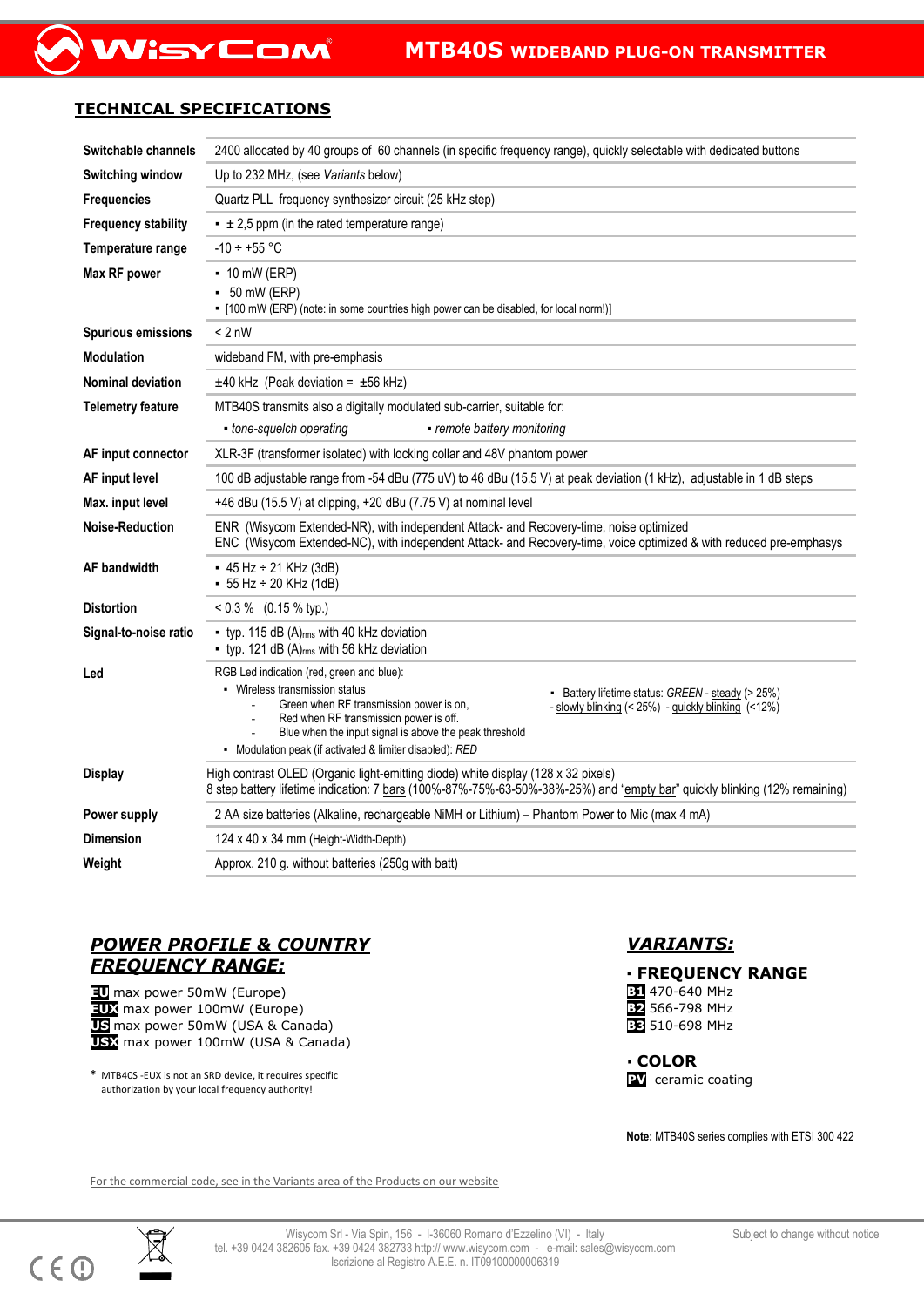## TECHNICAL SPECIFICATIONS

| | |
|---|---|
| **Switchable channels** | 2400 allocated by 40 groups of 60 channels (in specific frequency range), quickly selectable with dedicated buttons |
| **Switching window** | Up to 232 MHz, (see *Variants* below) |
| **Frequencies** | Quartz PLL frequency synthesizer circuit (25 kHz step) |
| **Frequency stability** | ▪ ± 2,5 ppm (in the rated temperature range) |
| **Temperature range** | -10 ÷ +55 °C |
| **Max RF power** | ▪ 10 mW (ERP)<br>▪ 50 mW (ERP)<br>▪ [100 mW (ERP) (note: in some countries high power can be disabled, for local norm!)] |
| **Spurious emissions** | < 2 nW |
| **Modulation** | wideband FM, with pre-emphasis |
| **Nominal deviation** | ±40 kHz (Peak deviation = ±56 kHz) |
| **Telemetry feature** | MTB40S transmits also a digitally modulated sub-carrier, suitable for:<br>▪ *tone-squelch operating* ▪ *remote battery monitoring* |
| **AF input connector** | XLR-3F (transformer isolated) with locking collar and 48V phantom power |
| **AF input level** | 100 dB adjustable range from -54 dBu (775 uV) to 46 dBu (15.5 V) at peak deviation (1 kHz), adjustable in 1 dB steps |
| **Max. input level** | +46 dBu (15.5 V) at clipping, +20 dBu (7.75 V) at nominal level |
| **Noise-Reduction** | ENR (Wisycom Extended-NR), with independent Attack- and Recovery-time, noise optimized<br>ENC (Wisycom Extended-NC), with independent Attack- and Recovery-time, voice optimized & with reduced pre-emphasys |
| **AF bandwidth** | ▪ 45 Hz ÷ 21 KHz (3dB)<br>▪ 55 Hz ÷ 20 KHz (1dB) |
| **Distortion** | < 0.3 % (0.15 % typ.) |
| **Signal-to-noise ratio** | ▪ typ. 115 dB $(A)_{rms}$ with 40 kHz deviation<br>▪ typ. 121 dB $(A)_{rms}$ with 56 kHz deviation |
| **Led** | RGB Led indication (red, green and blue):<br>▪ Wireless transmission status<br>- Green when RF transmission power is on,<br>- Red when RF transmission power is off.<br>- Blue when the input signal is above the peak threshold<br>▪ Modulation peak (if activated & limiter disabled): *RED*<br>▪ Battery lifetime status: *GREEN* - steady (> 25%)<br>- slowly blinking (< 25%) - quickly blinking (<12%) |
| **Display** | High contrast OLED (Organic light-emitting diode) white display (128 x 32 pixels)<br>8 step battery lifetime indication: 7 bars (100%-87%-75%-63-50%-38%-25%) and "empty bar" quickly blinking (12% remaining) |
| **Power supply** | 2 AA size batteries (Alkaline, rechargeable NiMH or Lithium) – Phantom Power to Mic (max 4 mA) |
| **Dimension** | 124 x 40 x 34 mm (Height-Width-Depth) |
| **Weight** | Approx. 210 g. without batteries (250g with batt) |

### *POWER PROFILE & COUNTRY FREQUENCY RANGE:*

**EU** max power 50mW (Europe)
**EUX** max power 100mW (Europe)
**US** max power 50mW (USA & Canada)
**USX** max power 100mW (USA & Canada)

\* MTB40S -EUX is not an SRD device, it requires specific authorization by your local frequency authority!

### *VARIANTS:*

**▪ FREQUENCY RANGE**

**B1** 470-640 MHz
**B2** 566-798 MHz
**B3** 510-698 MHz

**▪ COLOR**

**PV** ceramic coating

**Note:** MTB40S series complies with ETSI 300 422

For the commercial code, see in the Variants area of the Products on our website

Wisycom Srl - Via Spin, 156 - I-36060 Romano d'Ezzelino (VI) - Italy
tel. +39 0424 382605 fax. +39 0424 382733 http:// www.wisycom.com - e-mail: sales@wisycom.com
Iscrizione al Registro A.E.E. n. IT09100000006319

Subject to change without notice